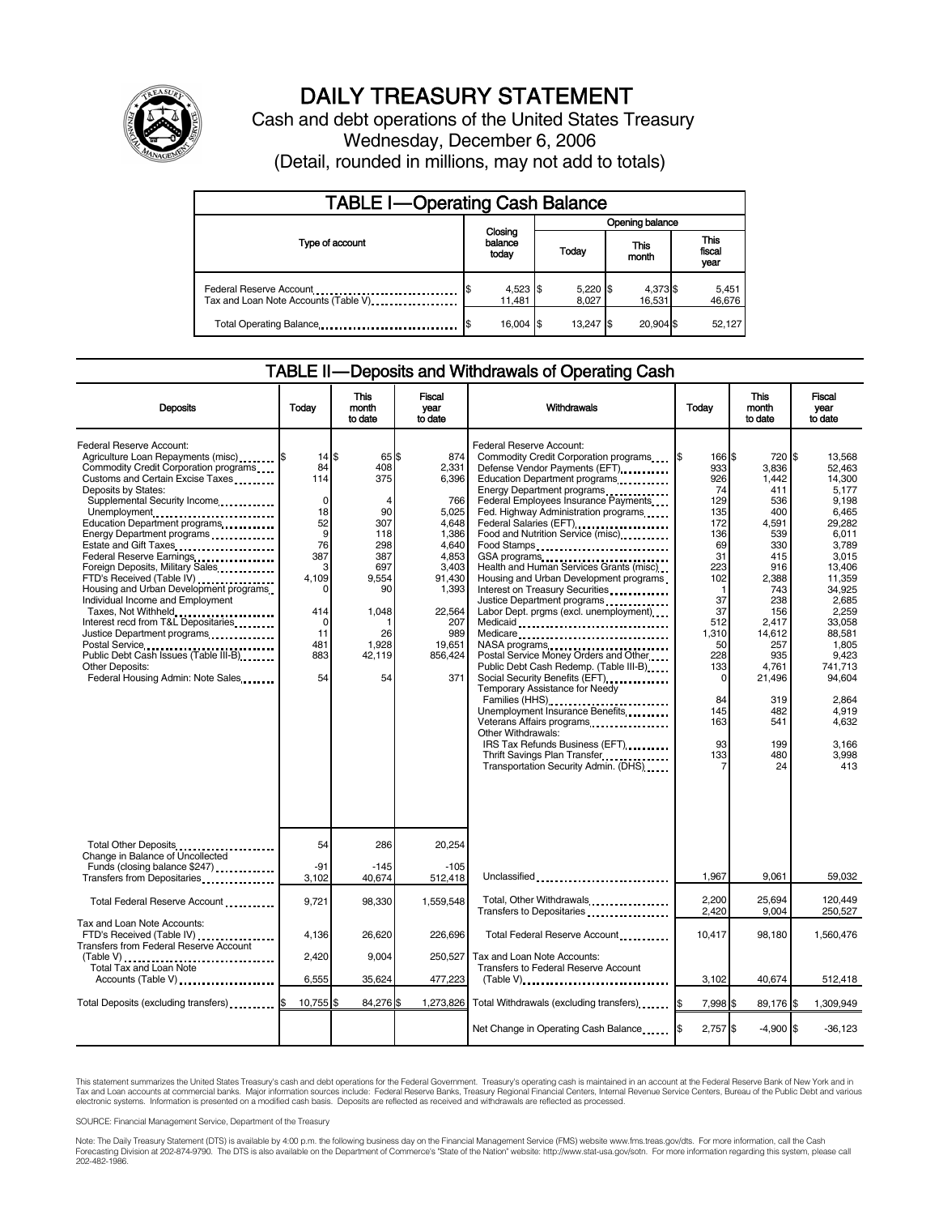# DAILY TREASURY STATEMENT

Cash and debt operations of the United States Treasury

Wednesday, December 6, 2006

(Detail, rounded in millions, may not add to totals)

## TABLE I—Operating Cash Balance

| Type of account | Closing balance today | Opening balance Today | Opening balance This month | Opening balance This fiscal year |
|---|---|---|---|---|
| Federal Reserve Account | $ 4,523 | $ 5,220 | $ 4,373 | $ 5,451 |
| Tax and Loan Note Accounts (Table V) | 11,481 | 8,027 | 16,531 | 46,676 |
| Total Operating Balance | $ 16,004 | $ 13,247 | $ 20,904 | $ 52,127 |

## TABLE II—Deposits and Withdrawals of Operating Cash

| Deposits | Today | This month to date | Fiscal year to date |
|---|---|---|---|
| Federal Reserve Account: | | | |
| Agriculture Loan Repayments (misc) | $ 14 | $ 65 | $ 874 |
| Commodity Credit Corporation programs | 84 | 408 | 2,331 |
| Customs and Certain Excise Taxes | 114 | 375 | 6,396 |
| Deposits by States: | | | |
| Supplemental Security Income | 0 | 4 | 766 |
| Unemployment | 18 | 90 | 5,025 |
| Education Department programs | 52 | 307 | 4,648 |
| Energy Department programs | 9 | 118 | 1,386 |
| Estate and Gift Taxes | 76 | 298 | 4,640 |
| Federal Reserve Earnings | 387 | 387 | 4,853 |
| Foreign Deposits, Military Sales | 3 | 697 | 3,403 |
| FTD's Received (Table IV) | 4,109 | 9,554 | 91,430 |
| Housing and Urban Development programs | 0 | 90 | 1,393 |
| Individual Income and Employment Taxes, Not Withheld | 414 | 1,048 | 22,564 |
| Interest recd from T&L Depositaries | 0 | 1 | 207 |
| Justice Department programs | 11 | 26 | 989 |
| Postal Service | 481 | 1,928 | 19,651 |
| Public Debt Cash Issues (Table III-B) | 883 | 42,119 | 856,424 |
| Other Deposits: | | | |
| Federal Housing Admin: Note Sales | 54 | 54 | 371 |
| Total Other Deposits | 54 | 286 | 20,254 |
| Change in Balance of Uncollected Funds (closing balance $247) | -91 | -145 | -105 |
| Transfers from Depositaries | 3,102 | 40,674 | 512,418 |
| Total Federal Reserve Account | 9,721 | 98,330 | 1,559,548 |
| Tax and Loan Note Accounts: | | | |
| FTD's Received (Table IV) | 4,136 | 26,620 | 226,696 |
| Transfers from Federal Reserve Account (Table V) | 2,420 | 9,004 | 250,527 |
| Total Tax and Loan Note Accounts (Table V) | 6,555 | 35,624 | 477,223 |
| Total Deposits (excluding transfers) | $ 10,755 | $ 84,276 | $ 1,273,826 |

| Withdrawals | Today | This month to date | Fiscal year to date |
|---|---|---|---|
| Federal Reserve Account: | | | |
| Commodity Credit Corporation programs | $ 166 | $ 720 | $ 13,568 |
| Defense Vendor Payments (EFT) | 933 | 3,836 | 52,463 |
| Education Department programs | 926 | 1,442 | 14,300 |
| Energy Department programs | 74 | 411 | 5,177 |
| Federal Employees Insurance Payments | 129 | 536 | 9,198 |
| Fed. Highway Administration programs | 135 | 400 | 6,465 |
| Federal Salaries (EFT) | 172 | 4,591 | 29,282 |
| Food and Nutrition Service (misc) | 136 | 539 | 6,011 |
| Food Stamps | 69 | 330 | 3,789 |
| GSA programs | 31 | 415 | 3,015 |
| Health and Human Services Grants (misc) | 223 | 916 | 13,406 |
| Housing and Urban Development programs | 102 | 2,388 | 11,359 |
| Interest on Treasury Securities | 1 | 743 | 34,925 |
| Justice Department programs | 37 | 238 | 2,685 |
| Labor Dept. prgms (excl. unemployment) | 37 | 156 | 2,259 |
| Medicaid | 512 | 2,417 | 33,058 |
| Medicare | 1,310 | 14,612 | 88,581 |
| NASA programs | 50 | 257 | 1,805 |
| Postal Service Money Orders and Other | 228 | 935 | 9,423 |
| Public Debt Cash Redemp. (Table III-B) | 133 | 4,761 | 741,713 |
| Social Security Benefits (EFT) | 0 | 21,496 | 94,604 |
| Temporary Assistance for Needy Families (HHS) | 84 | 319 | 2,864 |
| Unemployment Insurance Benefits | 145 | 482 | 4,919 |
| Veterans Affairs programs | 163 | 541 | 4,632 |
| Other Withdrawals: | | | |
| IRS Tax Refunds Business (EFT) | 93 | 199 | 3,166 |
| Thrift Savings Plan Transfer | 133 | 480 | 3,998 |
| Transportation Security Admin. (DHS) | 7 | 24 | 413 |
| Unclassified | 1,967 | 9,061 | 59,032 |
| Total, Other Withdrawals | 2,200 | 25,694 | 120,449 |
| Transfers to Depositaries | 2,420 | 9,004 | 250,527 |
| Total Federal Reserve Account | 10,417 | 98,180 | 1,560,476 |
| Tax and Loan Note Accounts: | | | |
| Transfers to Federal Reserve Account (Table V) | 3,102 | 40,674 | 512,418 |
| Total Withdrawals (excluding transfers) | $ 7,998 | $ 89,176 | $ 1,309,949 |
| Net Change in Operating Cash Balance | $ 2,757 | $ -4,900 | $ -36,123 |

This statement summarizes the United States Treasury's cash and debt operations for the Federal Government. Treasury's operating cash is maintained in an account at the Federal Reserve Bank of New York and in Tax and Loan accounts at commercial banks. Major information sources include: Federal Reserve Banks, Treasury Regional Financial Centers, Internal Revenue Service Centers, Bureau of the Public Debt and various electronic systems. Information is presented on a modified cash basis. Deposits are reflected as received and withdrawals are reflected as processed.

SOURCE: Financial Management Service, Department of the Treasury

Note: The Daily Treasury Statement (DTS) is available by 4:00 p.m. the following business day on the Financial Management Service (FMS) website www.fms.treas.gov/dts. For more information, call the Cash Forecasting Division at 202-874-9790. The DTS is also available on the Department of Commerce's "State of the Nation" website: http://www.stat-usa.gov/sotn. For more information regarding this system, please call 202-482-1986.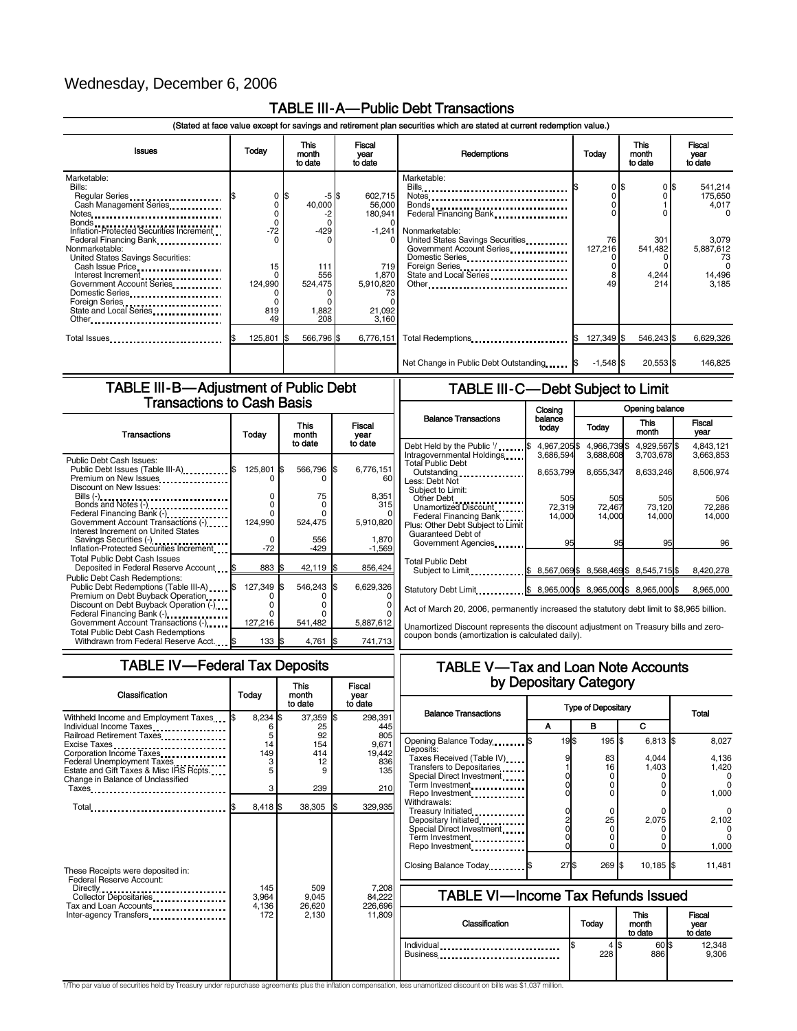Wednesday, December 6, 2006

## TABLE III-A—Public Debt Transactions

(Stated at face value except for savings and retirement plan securities which are stated at current redemption value.)

| Issues | Today | This month to date | Fiscal year to date | Redemptions | Today | This month to date | Fiscal year to date |
|---|---|---|---|---|---|---|---|
| Marketable: | | | | Marketable: | | | |
| Bills: | | | | Bills | $ 0 | $ 0 | $ 541,214 |
| Regular Series | $ 0 | $ -5 | $ 602,715 | Notes | 0 | 0 | 175,650 |
| Cash Management Series | 0 | 40,000 | 56,000 | Bonds | 0 | 1 | 4,017 |
| Notes | 0 | -2 | 180,941 | Federal Financing Bank | 0 | 0 | 0 |
| Bonds | 0 | 0 | 0 | | | | |
| Inflation-Protected Securities Increment | -72 | -429 | -1,241 | Nonmarketable: | | | |
| Federal Financing Bank | 0 | 0 | 0 | United States Savings Securities | 76 | 301 | 3,079 |
| Nonmarketable: | | | | Government Account Series | 127,216 | 541,482 | 5,887,612 |
| United States Savings Securities: | | | | Domestic Series | 0 | 0 | 73 |
| Cash Issue Price | 15 | 111 | 719 | Foreign Series | 0 | 0 | 0 |
| Interest Increment | 0 | 556 | 1,870 | State and Local Series | 8 | 4,244 | 14,496 |
| Government Account Series | 124,990 | 524,475 | 5,910,820 | Other | 49 | 214 | 3,185 |
| Domestic Series | 0 | 0 | 73 | | | | |
| Foreign Series | 0 | 0 | 0 | | | | |
| State and Local Series | 819 | 1,882 | 21,092 | | | | |
| Other | 49 | 208 | 3,160 | | | | |
| Total Issues | $ 125,801 | $ 566,796 | $ 6,776,151 | Total Redemptions | $ 127,349 | $ 546,243 | $ 6,629,326 |
| | | | | Net Change in Public Debt Outstanding | $ -1,548 | $ 20,553 | $ 146,825 |

## TABLE III-B—Adjustment of Public Debt Transactions to Cash Basis

| Transactions | Today | This month to date | Fiscal year to date |
|---|---|---|---|
| Public Debt Cash Issues: | | | |
| Public Debt Issues (Table III-A) | $ 125,801 | $ 566,796 | $ 6,776,151 |
| Premium on New Issues | 0 | 0 | 60 |
| Discount on New Issues: | | | |
| Bills (-) | 0 | 75 | 8,351 |
| Bonds and Notes (-) | 0 | 0 | 315 |
| Federal Financing Bank (-) | 0 | 0 | 0 |
| Government Account Transactions (-) | 124,990 | 524,475 | 5,910,820 |
| Interest Increment on United States Savings Securities (-) | 0 | 556 | 1,870 |
| Inflation-Protected Securities Increment | -72 | -429 | -1,569 |
| Total Public Debt Cash Issues Deposited in Federal Reserve Account | $ 883 | $ 42,119 | $ 856,424 |
| Public Debt Cash Redemptions: | | | |
| Public Debt Redemptions (Table III-A) | $ 127,349 | $ 546,243 | $ 6,629,326 |
| Premium on Debt Buyback Operation | 0 | 0 | 0 |
| Discount on Debt Buyback Operation (-) | 0 | 0 | 0 |
| Federal Financing Bank (-) | 0 | 0 | 0 |
| Government Account Transactions (-) | 127,216 | 541,482 | 5,887,612 |
| Total Public Debt Cash Redemptions Withdrawn from Federal Reserve Acct. | $ 133 | $ 4,761 | $ 741,713 |

## TABLE III-C—Debt Subject to Limit

| Balance Transactions | Closing balance today | Opening balance Today | Opening balance This month | Opening balance Fiscal year |
|---|---|---|---|---|
| Debt Held by the Public [1] | $ 4,967,205 | $ 4,966,739 | $ 4,929,567 | $ 4,843,121 |
| Intragovernmental Holdings | 3,686,594 | 3,688,608 | 3,703,678 | 3,663,853 |
| Total Public Debt Outstanding | 8,653,799 | 8,655,347 | 8,633,246 | 8,506,974 |
| Less: Debt Not Subject to Limit: | | | | |
| Other Debt | 505 | 505 | 505 | 506 |
| Unamortized Discount | 72,319 | 72,467 | 73,120 | 72,286 |
| Federal Financing Bank | 14,000 | 14,000 | 14,000 | 14,000 |
| Plus: Other Debt Subject to Limit | | | | |
| Guaranteed Debt of Government Agencies | 95 | 95 | 95 | 96 |
| Total Public Debt Subject to Limit | $ 8,567,069 | $ 8,568,469 | $ 8,545,715 | $ 8,420,278 |
| Statutory Debt Limit | $ 8,965,000 | $ 8,965,000 | $ 8,965,000 | $ 8,965,000 |

Act of March 20, 2006, permanently increased the statutory debt limit to $8,965 billion.

Unamortized Discount represents the discount adjustment on Treasury bills and zero-coupon bonds (amortization is calculated daily).

## TABLE IV—Federal Tax Deposits

| Classification | Today | This month to date | Fiscal year to date |
|---|---|---|---|
| Withheld Income and Employment Taxes | $ 8,234 | $ 37,359 | $ 298,391 |
| Individual Income Taxes | 6 | 25 | 445 |
| Railroad Retirement Taxes | 5 | 92 | 805 |
| Excise Taxes | 14 | 154 | 9,671 |
| Corporation Income Taxes | 149 | 414 | 19,442 |
| Federal Unemployment Taxes | 3 | 12 | 836 |
| Estate and Gift Taxes & Misc IRS Rcpts. | 5 | 9 | 135 |
| Change in Balance of Unclassified Taxes | 3 | 239 | 210 |
| Total | $ 8,418 | $ 38,305 | $ 329,935 |
| These Receipts were deposited in: | | | |
| Federal Reserve Account: | | | |
| Directly | 145 | 509 | 7,208 |
| Collector Depositaries | 3,964 | 9,045 | 84,222 |
| Tax and Loan Accounts | 4,136 | 26,620 | 226,696 |
| Inter-agency Transfers | 172 | 2,130 | 11,809 |

## TABLE V—Tax and Loan Note Accounts by Depositary Category

| Balance Transactions | Type of Depositary A | Type of Depositary B | Type of Depositary C | Total |
|---|---|---|---|---|
| Opening Balance Today | $ 19 | $ 195 | $ 6,813 | $ 8,027 |
| Deposits: | | | | |
| Taxes Received (Table IV) | 9 | 83 | 4,044 | 4,136 |
| Transfers to Depositaries | 1 | 16 | 1,403 | 1,420 |
| Special Direct Investment | 0 | 0 | 0 | 0 |
| Term Investment | 0 | 0 | 0 | 0 |
| Repo Investment | 0 | 0 | 0 | 1,000 |
| Withdrawals: | | | | |
| Treasury Initiated | 0 | 0 | 0 | 0 |
| Depositary Initiated | 2 | 25 | 2,075 | 2,102 |
| Special Direct Investment | 0 | 0 | 0 | 0 |
| Term Investment | 0 | 0 | 0 | 0 |
| Repo Investment | 0 | 0 | 0 | 1,000 |
| Closing Balance Today | $ 27 | $ 269 | $ 10,185 | $ 11,481 |

## TABLE VI—Income Tax Refunds Issued

| Classification | Today | This month to date | Fiscal year to date |
|---|---|---|---|
| Individual | $ 4 | $ 60 | $ 12,348 |
| Business | 228 | 886 | 9,306 |

1/The par value of securities held by Treasury under repurchase agreements plus the inflation compensation, less unamortized discount on bills was $1,037 million.